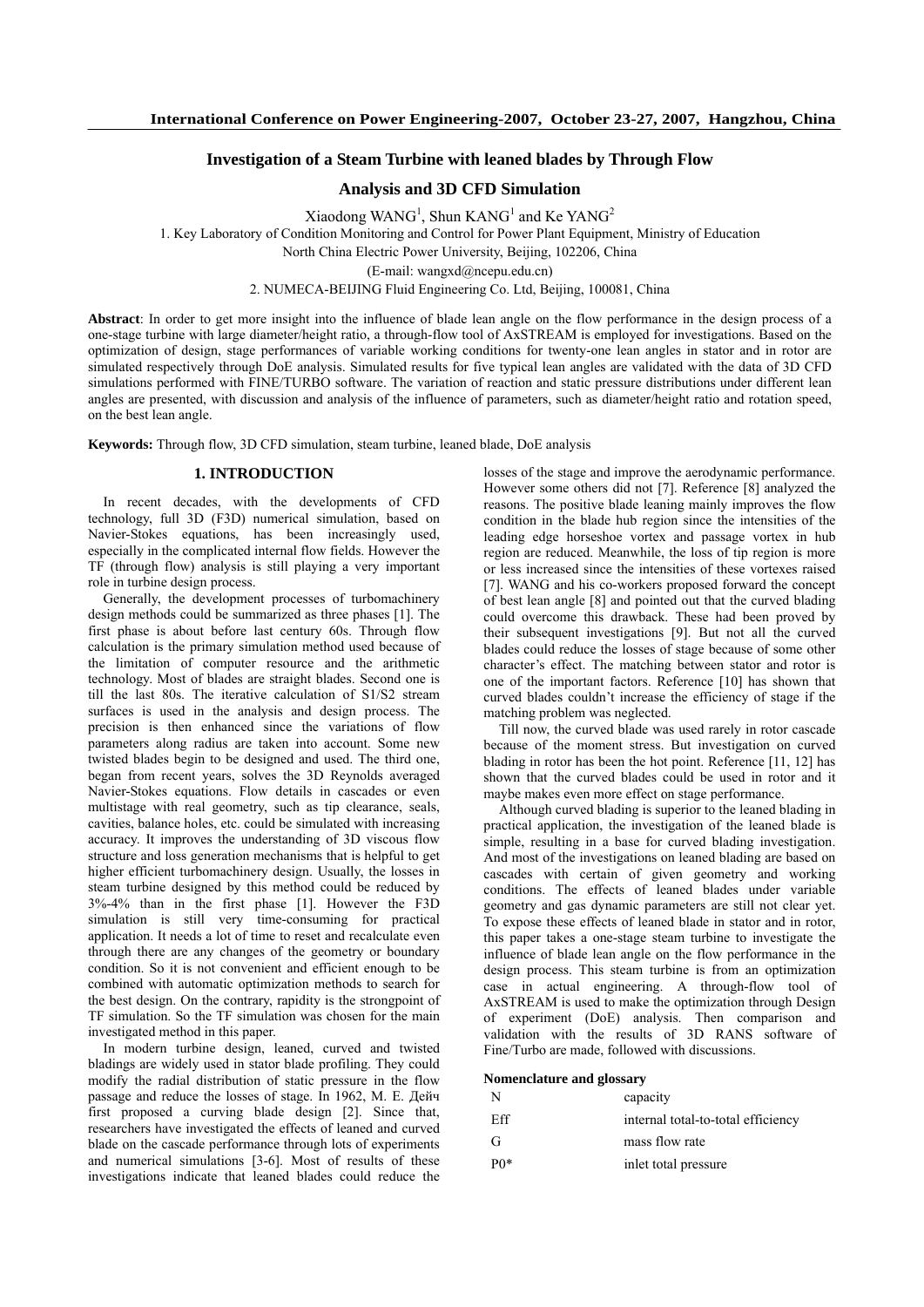# Investigation of a Steam Turbine with leaned blades by Through Flow Analysis and 3D CFD Simulation

Xiaodong WANG[1], Shun KANG[1] and Ke YANG[2]

1. Key Laboratory of Condition Monitoring and Control for Power Plant Equipment, Ministry of Education
North China Electric Power University, Beijing, 102206, China
(E-mail: wangxd@ncepu.edu.cn)
2. NUMECA-BEIJING Fluid Engineering Co. Ltd, Beijing, 100081, China

**Abstract**: In order to get more insight into the influence of blade lean angle on the flow performance in the design process of a one-stage turbine with large diameter/height ratio, a through-flow tool of AxSTREAM is employed for investigations. Based on the optimization of design, stage performances of variable working conditions for twenty-one lean angles in stator and in rotor are simulated respectively through DoE analysis. Simulated results for five typical lean angles are validated with the data of 3D CFD simulations performed with FINE/TURBO software. The variation of reaction and static pressure distributions under different lean angles are presented, with discussion and analysis of the influence of parameters, such as diameter/height ratio and rotation speed, on the best lean angle.

**Keywords:** Through flow, 3D CFD simulation, steam turbine, leaned blade, DoE analysis

## 1. INTRODUCTION

In recent decades, with the developments of CFD technology, full 3D (F3D) numerical simulation, based on Navier-Stokes equations, has been increasingly used, especially in the complicated internal flow fields. However the TF (through flow) analysis is still playing a very important role in turbine design process.

Generally, the development processes of turbomachinery design methods could be summarized as three phases [1]. The first phase is about before last century 60s. Through flow calculation is the primary simulation method used because of the limitation of computer resource and the arithmetic technology. Most of blades are straight blades. Second one is till the last 80s. The iterative calculation of S1/S2 stream surfaces is used in the analysis and design process. The precision is then enhanced since the variations of flow parameters along radius are taken into account. Some new twisted blades begin to be designed and used. The third one, began from recent years, solves the 3D Reynolds averaged Navier-Stokes equations. Flow details in cascades or even multistage with real geometry, such as tip clearance, seals, cavities, balance holes, etc. could be simulated with increasing accuracy. It improves the understanding of 3D viscous flow structure and loss generation mechanisms that is helpful to get higher efficient turbomachinery design. Usually, the losses in steam turbine designed by this method could be reduced by 3%-4% than in the first phase [1]. However the F3D simulation is still very time-consuming for practical application. It needs a lot of time to reset and recalculate even through there are any changes of the geometry or boundary condition. So it is not convenient and efficient enough to be combined with automatic optimization methods to search for the best design. On the contrary, rapidity is the strongpoint of TF simulation. So the TF simulation was chosen for the main investigated method in this paper.

In modern turbine design, leaned, curved and twisted bladings are widely used in stator blade profiling. They could modify the radial distribution of static pressure in the flow passage and reduce the losses of stage. In 1962, M. E. Дейч first proposed a curving blade design [2]. Since that, researchers have investigated the effects of leaned and curved blade on the cascade performance through lots of experiments and numerical simulations [3-6]. Most of results of these investigations indicate that leaned blades could reduce the losses of the stage and improve the aerodynamic performance. However some others did not [7]. Reference [8] analyzed the reasons. The positive blade leaning mainly improves the flow condition in the blade hub region since the intensities of the leading edge horseshoe vortex and passage vortex in hub region are reduced. Meanwhile, the loss of tip region is more or less increased since the intensities of these vortexes raised [7]. WANG and his co-workers proposed forward the concept of best lean angle [8] and pointed out that the curved blading could overcome this drawback. These had been proved by their subsequent investigations [9]. But not all the curved blades could reduce the losses of stage because of some other character's effect. The matching between stator and rotor is one of the important factors. Reference [10] has shown that curved blades couldn't increase the efficiency of stage if the matching problem was neglected.

Till now, the curved blade was used rarely in rotor cascade because of the moment stress. But investigation on curved blading in rotor has been the hot point. Reference [11, 12] has shown that the curved blades could be used in rotor and it maybe makes even more effect on stage performance.

Although curved blading is superior to the leaned blading in practical application, the investigation of the leaned blade is simple, resulting in a base for curved blading investigation. And most of the investigations on leaned blading are based on cascades with certain of given geometry and working conditions. The effects of leaned blades under variable geometry and gas dynamic parameters are still not clear yet. To expose these effects of leaned blade in stator and in rotor, this paper takes a one-stage steam turbine to investigate the influence of blade lean angle on the flow performance in the design process. This steam turbine is from an optimization case in actual engineering. A through-flow tool of AxSTREAM is used to make the optimization through Design of experiment (DoE) analysis. Then comparison and validation with the results of 3D RANS software of Fine/Turbo are made, followed with discussions.

**Nomenclature and glossary**

| | |
|---|---|
| N | capacity |
| Eff | internal total-to-total efficiency |
| G | mass flow rate |
| P0* | inlet total pressure |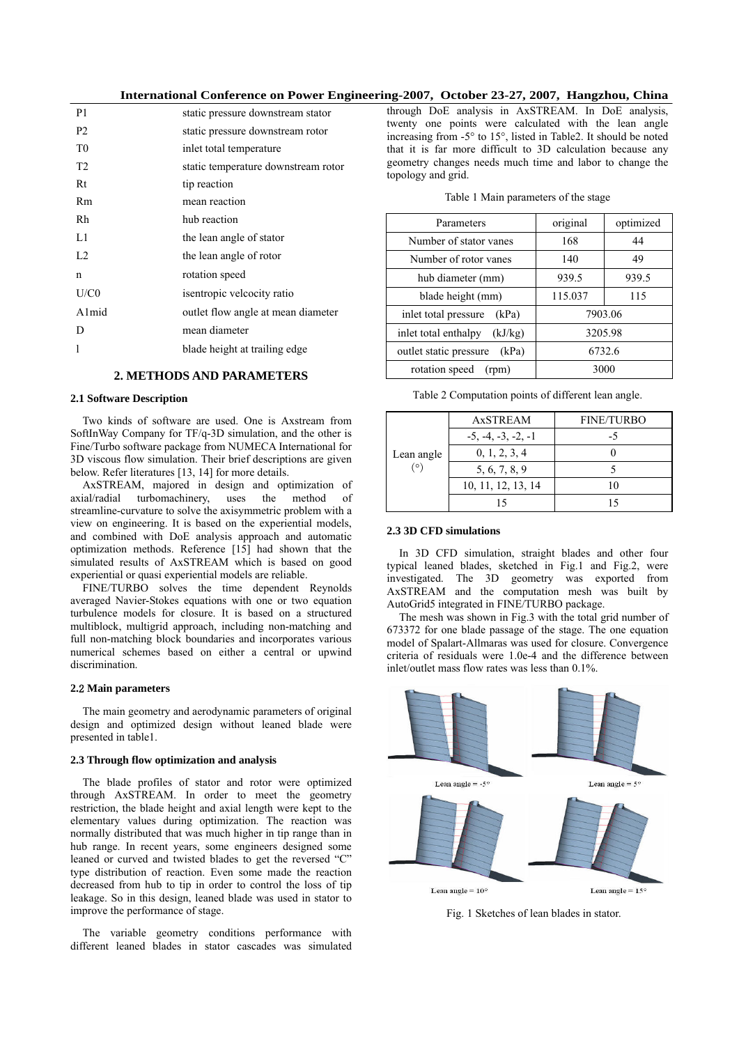| | |
|---|---|
| P1 | static pressure downstream stator |
| P2 | static pressure downstream rotor |
| T0 | inlet total temperature |
| T2 | static temperature downstream rotor |
| Rt | tip reaction |
| Rm | mean reaction |
| Rh | hub reaction |
| L1 | the lean angle of stator |
| L2 | the lean angle of rotor |
| n | rotation speed |
| U/C0 | isentropic velcocity ratio |
| A1mid | outlet flow angle at mean diameter |
| D | mean diameter |
| l | blade height at trailing edge |

## 2. METHODS AND PARAMETERS

### 2.1 Software Description

Two kinds of software are used. One is Axstream from SoftInWay Company for TF/q-3D simulation, and the other is Fine/Turbo software package from NUMECA International for 3D viscous flow simulation. Their brief descriptions are given below. Refer literatures [13, 14] for more details.

AxSTREAM, majored in design and optimization of axial/radial turbomachinery, uses the method of streamline-curvature to solve the axisymmetric problem with a view on engineering. It is based on the experiential models, and combined with DoE analysis approach and automatic optimization methods. Reference [15] had shown that the simulated results of AxSTREAM which is based on good experiential or quasi experiential models are reliable.

FINE/TURBO solves the time dependent Reynolds averaged Navier-Stokes equations with one or two equation turbulence models for closure. It is based on a structured multiblock, multigrid approach, including non-matching and full non-matching block boundaries and incorporates various numerical schemes based on either a central or upwind discrimination.

### 2.2 Main parameters

The main geometry and aerodynamic parameters of original design and optimized design without leaned blade were presented in table1.

### 2.3 Through flow optimization and analysis

The blade profiles of stator and rotor were optimized through AxSTREAM. In order to meet the geometry restriction, the blade height and axial length were kept to the elementary values during optimization. The reaction was normally distributed that was much higher in tip range than in hub range. In recent years, some engineers designed some leaned or curved and twisted blades to get the reversed "C" type distribution of reaction. Even some made the reaction decreased from hub to tip in order to control the loss of tip leakage. So in this design, leaned blade was used in stator to improve the performance of stage.

The variable geometry conditions performance with different leaned blades in stator cascades was simulated through DoE analysis in AxSTREAM. In DoE analysis, twenty one points were calculated with the lean angle increasing from -5° to 15°, listed in Table2. It should be noted that it is far more difficult to 3D calculation because any geometry changes needs much time and labor to change the topology and grid.

Table 1 Main parameters of the stage

| Parameters | original | optimized |
|---|---|---|
| Number of stator vanes | 168 | 44 |
| Number of rotor vanes | 140 | 49 |
| hub diameter (mm) | 939.5 | 939.5 |
| blade height (mm) | 115.037 | 115 |
| inlet total pressure (kPa) | 7903.06 | |
| inlet total enthalpy (kJ/kg) | 3205.98 | |
| outlet static pressure (kPa) | 6732.6 | |
| rotation speed (rpm) | 3000 | |

Table 2 Computation points of different lean angle.

| | AxSTREAM | FINE/TURBO |
|---|---|---|
| Lean angle (°) | -5, -4, -3, -2, -1 | -5 |
| | 0, 1, 2, 3, 4 | 0 |
| | 5, 6, 7, 8, 9 | 5 |
| | 10, 11, 12, 13, 14 | 10 |
| | 15 | 15 |

### 2.3 3D CFD simulations

In 3D CFD simulation, straight blades and other four typical leaned blades, sketched in Fig.1 and Fig.2, were investigated. The 3D geometry was exported from AxSTREAM and the computation mesh was built by AutoGrid5 integrated in FINE/TURBO package.

The mesh was shown in Fig.3 with the total grid number of 673372 for one blade passage of the stage. The one equation model of Spalart-Allmaras was used for closure. Convergence criteria of residuals were 1.0e-4 and the difference between inlet/outlet mass flow rates was less than 0.1%.

Lean angle = -5°

Lean angle = 5°

Lean angle = 10°

Lean angle = 15°

Fig. 1 Sketches of lean blades in stator.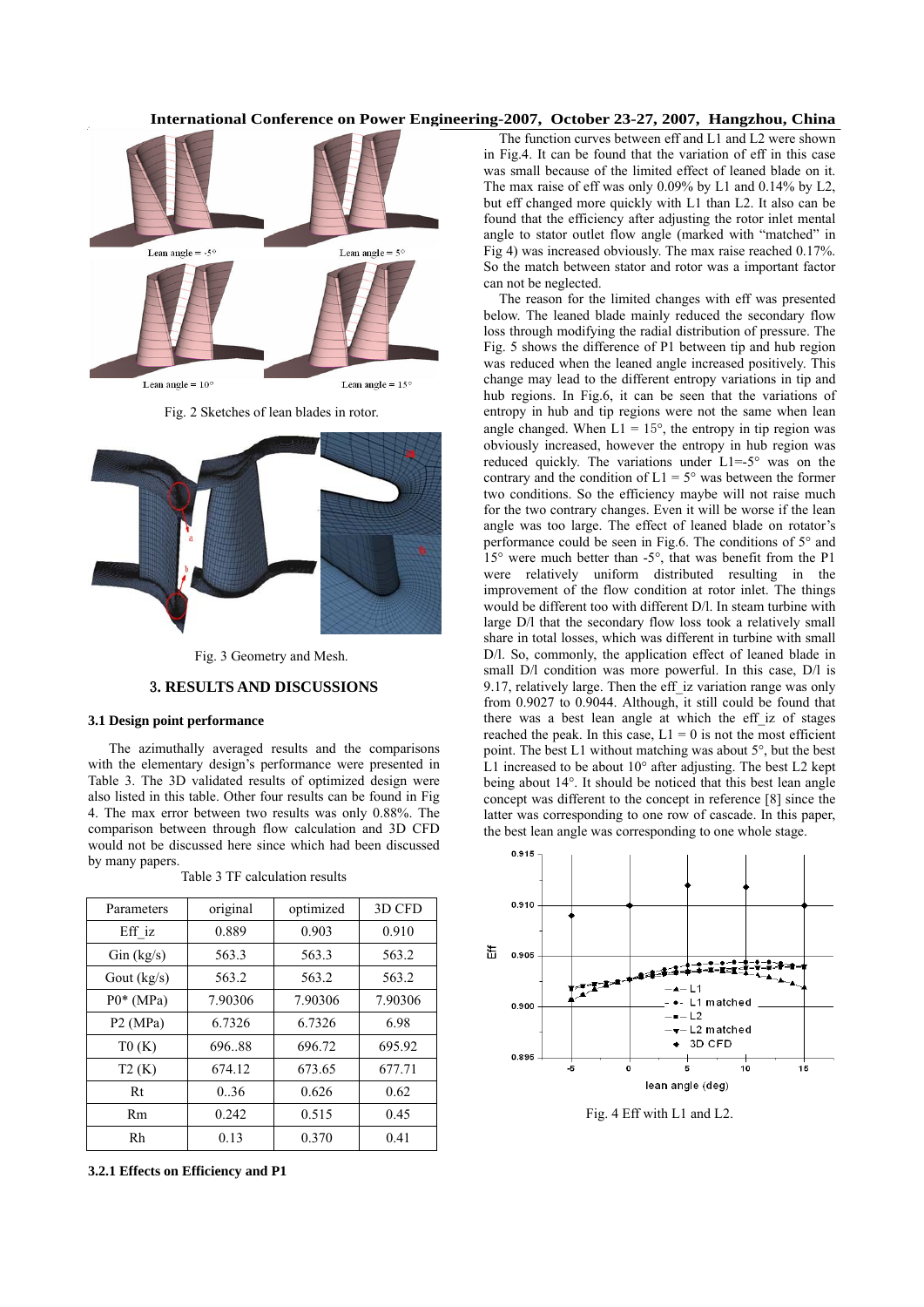Lean angle = -5°

Lean angle = 5°

Lean angle = 10°

Lean angle = 15°

Fig. 2 Sketches of lean blades in rotor.

a

b

a

b

Fig. 3 Geometry and Mesh.

## 3. RESULTS AND DISCUSSIONS

### 3.1 Design point performance

The azimuthally averaged results and the comparisons with the elementary design's performance were presented in Table 3. The 3D validated results of optimized design were also listed in this table. Other four results can be found in Fig 4. The max error between two results was only 0.88%. The comparison between through flow calculation and 3D CFD would not be discussed here since which had been discussed by many papers.

Table 3 TF calculation results

| Parameters | original | optimized | 3D CFD |
|---|---|---|---|
| Eff_iz | 0.889 | 0.903 | 0.910 |
| Gin (kg/s) | 563.3 | 563.3 | 563.2 |
| Gout (kg/s) | 563.2 | 563.2 | 563.2 |
| P0* (MPa) | 7.90306 | 7.90306 | 7.90306 |
| P2 (MPa) | 6.7326 | 6.7326 | 6.98 |
| T0 (K) | 696..88 | 696.72 | 695.92 |
| T2 (K) | 674.12 | 673.65 | 677.71 |
| Rt | 0..36 | 0.626 | 0.62 |
| Rm | 0.242 | 0.515 | 0.45 |
| Rh | 0.13 | 0.370 | 0.41 |

#### 3.2.1 Effects on Efficiency and P1

The function curves between eff and L1 and L2 were shown in Fig.4. It can be found that the variation of eff in this case was small because of the limited effect of leaned blade on it. The max raise of eff was only 0.09% by L1 and 0.14% by L2, but eff changed more quickly with L1 than L2. It also can be found that the efficiency after adjusting the rotor inlet mental angle to stator outlet flow angle (marked with "matched" in Fig 4) was increased obviously. The max raise reached 0.17%. So the match between stator and rotor was a important factor can not be neglected.

The reason for the limited changes with eff was presented below. The leaned blade mainly reduced the secondary flow loss through modifying the radial distribution of pressure. The Fig. 5 shows the difference of P1 between tip and hub region was reduced when the leaned angle increased positively. This change may lead to the different entropy variations in tip and hub regions. In Fig.6, it can be seen that the variations of entropy in hub and tip regions were not the same when lean angle changed. When L1 = 15°, the entropy in tip region was obviously increased, however the entropy in hub region was reduced quickly. The variations under L1=-5° was on the contrary and the condition of L1 = 5° was between the former two conditions. So the efficiency maybe will not raise much for the two contrary changes. Even it will be worse if the lean angle was too large. The effect of leaned blade on rotator's performance could be seen in Fig.6. The conditions of 5° and 15° were much better than -5°, that was benefit from the P1 were relatively uniform distributed resulting in the improvement of the flow condition at rotor inlet. The things would be different too with different D/l. In steam turbine with large D/l that the secondary flow loss took a relatively small share in total losses, which was different in turbine with small D/l. So, commonly, the application effect of leaned blade in small D/l condition was more powerful. In this case, D/l is 9.17, relatively large. Then the eff_iz variation range was only from 0.9027 to 0.9044. Although, it still could be found that there was a best lean angle at which the eff_iz of stages reached the peak. In this case, L1 = 0 is not the most efficient point. The best L1 without matching was about 5°, but the best L1 increased to be about 10° after adjusting. The best L2 kept being about 14°. It should be noticed that this best lean angle concept was different to the concept in reference [8] since the latter was corresponding to one row of cascade. In this paper, the best lean angle was corresponding to one whole stage.

0.915
0.910
0.905
0.900
0.895
Eff
-5
0
5
10
15
lean angle (deg)
L1
L1 matched
L2
L2 matched
3D CFD

Fig. 4 Eff with L1 and L2.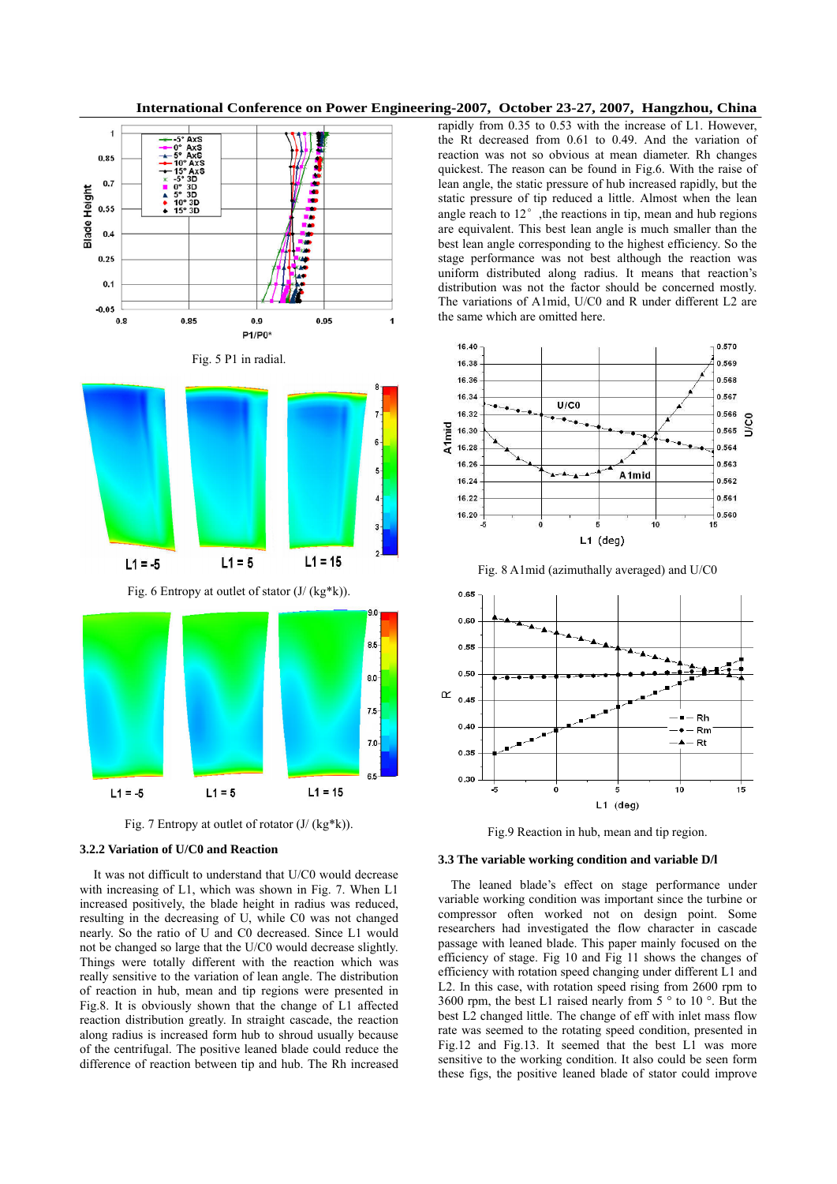1
0.85
0.7
0.55
0.4
0.25
0.1
-0.05
Blade Height
0.8 0.85 0.9 0.95 1
P1/P0*

-5° AxS
0° AxS
5° AxS
10° AxS
15° AxS
-5° 3D
0° 3D
5° 3D
10° 3D
15° 3D

Fig. 5 P1 in radial.

L1 = -5 L1 = 5 L1 = 15
8 7 6 5 4 3 2

Fig. 6 Entropy at outlet of stator (J/ (kg*k)).

L1 = -5 L1 = 5 L1 = 15
9.0 8.5 8.0 7.5 7.0 6.5

Fig. 7 Entropy at outlet of rotator (J/ (kg*k)).

### 3.2.2 Variation of U/C0 and Reaction

It was not difficult to understand that U/C0 would decrease with increasing of L1, which was shown in Fig. 7. When L1 increased positively, the blade height in radius was reduced, resulting in the decreasing of U, while C0 was not changed nearly. So the ratio of U and C0 decreased. Since L1 would not be changed so large that the U/C0 would decrease slightly. Things were totally different with the reaction which was really sensitive to the variation of lean angle. The distribution of reaction in hub, mean and tip regions were presented in Fig.8. It is obviously shown that the change of L1 affected reaction distribution greatly. In straight cascade, the reaction along radius is increased form hub to shroud usually because of the centrifugal. The positive leaned blade could reduce the difference of reaction between tip and hub. The Rh increased rapidly from 0.35 to 0.53 with the increase of L1. However, the Rt decreased from 0.61 to 0.49. And the variation of reaction was not so obvious at mean diameter. Rh changes quickest. The reason can be found in Fig.6. With the raise of lean angle, the static pressure of hub increased rapidly, but the static pressure of tip reduced a little. Almost when the lean angle reach to 12° ,the reactions in tip, mean and hub regions are equivalent. This best lean angle is much smaller than the best lean angle corresponding to the highest efficiency. So the stage performance was not best although the reaction was uniform distributed along radius. It means that reaction's distribution was not the factor should be concerned mostly. The variations of A1mid, U/C0 and R under different L2 are the same which are omitted here.

16.40 16.38 16.36 16.34 16.32 16.30 16.28 16.26 16.24 16.22 16.20
A1mid
U/C0
0.570 0.569 0.568 0.567 0.566 0.565 0.564 0.563 0.562 0.561 0.560
-5 0 5 10 15
L1 (deg)

Fig. 8 A1mid (azimuthally averaged) and U/C0

0.65 0.60 0.55 0.50 0.45 0.40 0.35 0.30
R
-5 0 5 10 15
L1 (deg)
Rh
Rm
Rt

Fig.9 Reaction in hub, mean and tip region.

### 3.3 The variable working condition and variable D/l

The leaned blade's effect on stage performance under variable working condition was important since the turbine or compressor often worked not on design point. Some researchers had investigated the flow character in cascade passage with leaned blade. This paper mainly focused on the efficiency of stage. Fig 10 and Fig 11 shows the changes of efficiency with rotation speed changing under different L1 and L2. In this case, with rotation speed rising from 2600 rpm to 3600 rpm, the best L1 raised nearly from 5 ° to 10 °. But the best L2 changed little. The change of eff with inlet mass flow rate was seemed to the rotating speed condition, presented in Fig.12 and Fig.13. It seemed that the best L1 was more sensitive to the working condition. It also could be seen form these figs, the positive leaned blade of stator could improve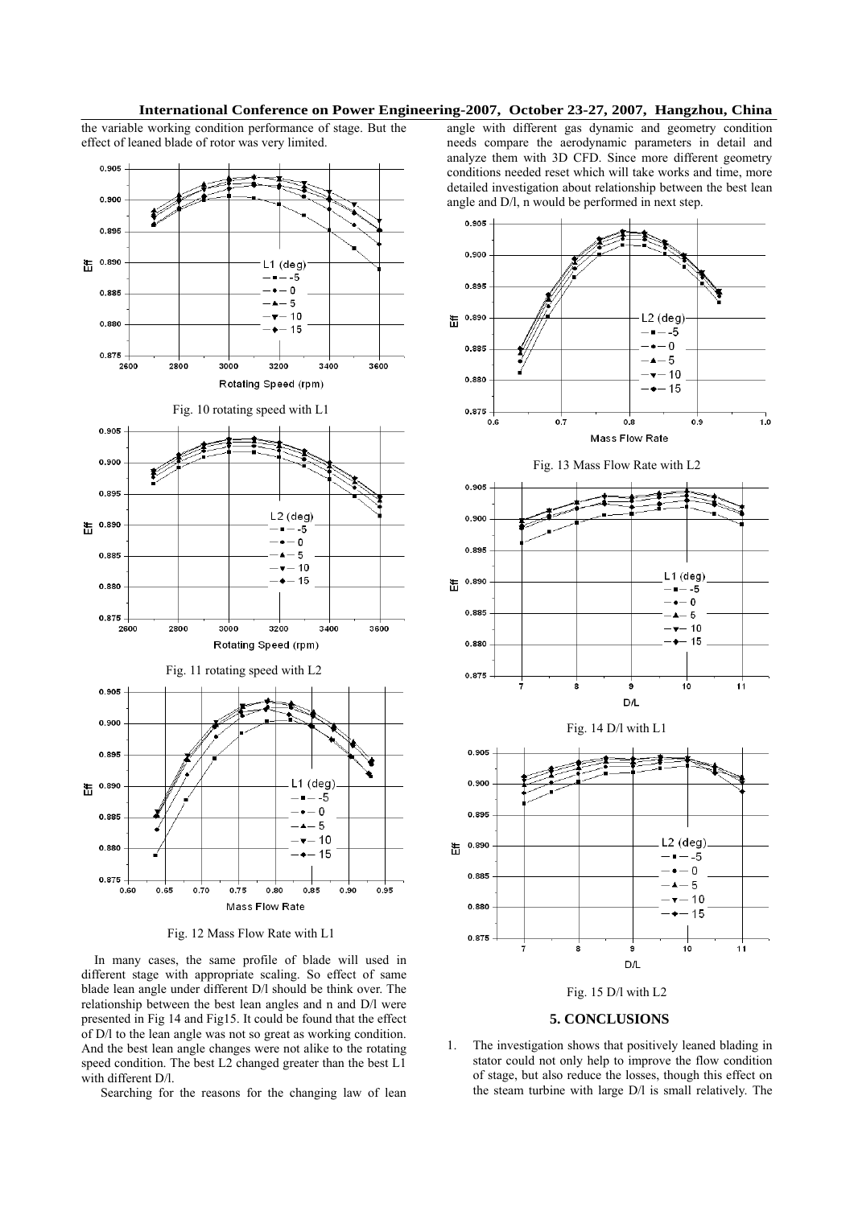the variable working condition performance of stage. But the effect of leaned blade of rotor was very limited.

0.905
0.900
0.895
Eff 0.890
0.885
0.880
0.875
2600 2800 3000 3200 3400 3600
Rotating Speed (rpm)
L1 (deg)
-5
0
5
10
15

Fig. 10 rotating speed with L1

0.905
0.900
0.895
Eff 0.890
0.885
0.880
0.875
2600 2800 3000 3200 3400 3600
Rotating Speed (rpm)
L2 (deg)
-5
0
5
10
15

Fig. 11 rotating speed with L2

0.905
0.900
0.895
Eff 0.890
0.885
0.880
0.875
0.60 0.65 0.70 0.75 0.80 0.85 0.90 0.95
Mass Flow Rate
L1 (deg)
-5
0
5
10
15

Fig. 12 Mass Flow Rate with L1

In many cases, the same profile of blade will used in different stage with appropriate scaling. So effect of same blade lean angle under different D/l should be think over. The relationship between the best lean angles and n and D/l were presented in Fig 14 and Fig15. It could be found that the effect of D/l to the lean angle was not so great as working condition. And the best lean angle changes were not alike to the rotating speed condition. The best L2 changed greater than the best L1 with different D/l.

Searching for the reasons for the changing law of lean angle with different gas dynamic and geometry condition needs compare the aerodynamic parameters in detail and analyze them with 3D CFD. Since more different geometry conditions needed reset which will take works and time, more detailed investigation about relationship between the best lean angle and D/l, n would be performed in next step.

0.905
0.900
0.895
Eff 0.890
0.885
0.880
0.875
0.6 0.7 0.8 0.9 1.0
Mass Flow Rate
L2 (deg)
-5
0
5
10
15

Fig. 13 Mass Flow Rate with L2

0.905
0.900
0.895
Eff 0.890
0.885
0.880
0.875
7 8 9 10 11
D/L
L1 (deg)
-5
0
5
10
15

Fig. 14 D/l with L1

0.905
0.900
0.895
Eff 0.890
0.885
0.880
0.875
7 8 9 10 11
D/L
L2 (deg)
-5
0
5
10
15

Fig. 15 D/l with L2

## 5. CONCLUSIONS

1. The investigation shows that positively leaned blading in stator could not only help to improve the flow condition of stage, but also reduce the losses, though this effect on the steam turbine with large D/l is small relatively. The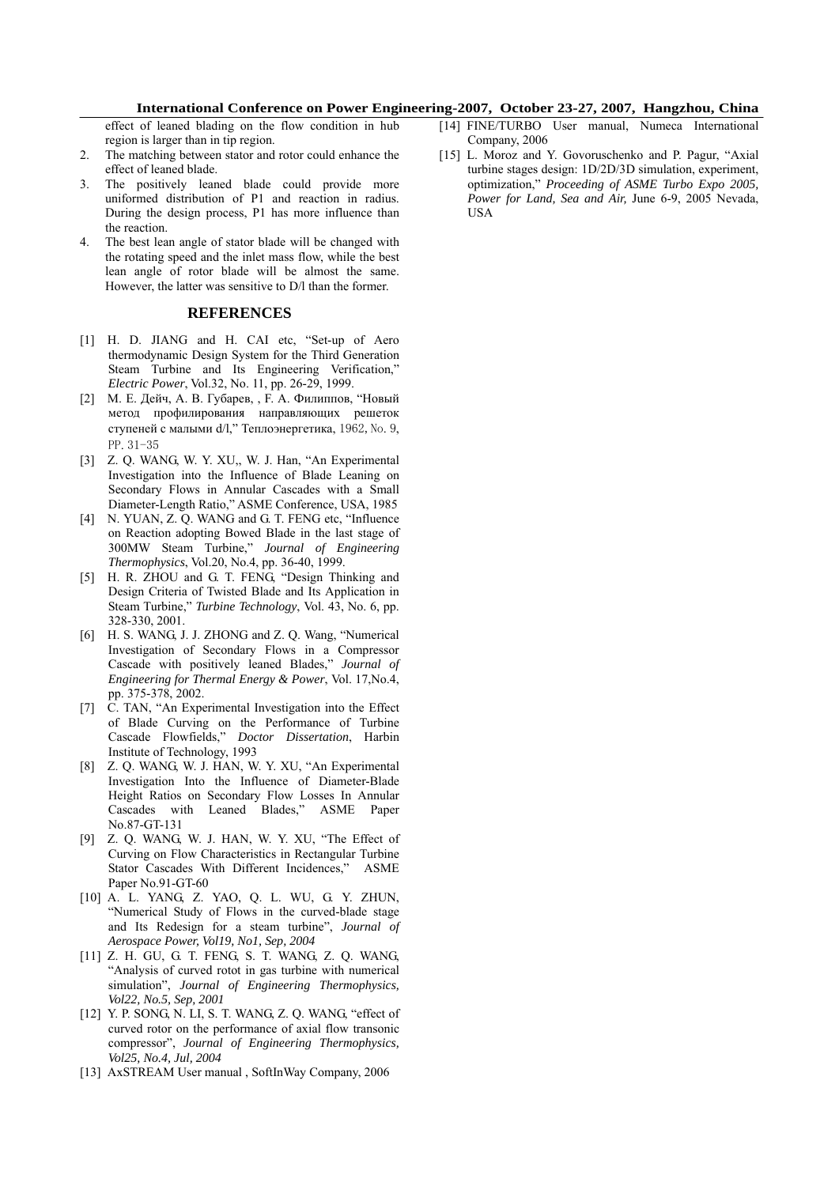effect of leaned blading on the flow condition in hub region is larger than in tip region.

2. The matching between stator and rotor could enhance the effect of leaned blade.
3. The positively leaned blade could provide more uniformed distribution of P1 and reaction in radius. During the design process, P1 has more influence than the reaction.
4. The best lean angle of stator blade will be changed with the rotating speed and the inlet mass flow, while the best lean angle of rotor blade will be almost the same. However, the latter was sensitive to D/l than the former.

## REFERENCES

[1] H. D. JIANG and H. CAI etc, “Set-up of Aero thermodynamic Design System for the Third Generation Steam Turbine and Its Engineering Verification,” *Electric Power*, Vol.32, No. 11, pp. 26-29, 1999.

[2] М. Е. Дейч, А. В. Губарев, , F. А. Филиппов, “Новый метод профилирования направляющих решеток ступеней с малыми d/l,” Теплоэнергетика, 1962, No. 9, PP. 31-35

[3] Z. Q. WANG, W. Y. XU,, W. J. Han, “An Experimental Investigation into the Influence of Blade Leaning on Secondary Flows in Annular Cascades with a Small Diameter-Length Ratio,” ASME Conference, USA, 1985

[4] N. YUAN, Z. Q. WANG and G. T. FENG etc, “Influence on Reaction adopting Bowed Blade in the last stage of 300MW Steam Turbine,” *Journal of Engineering Thermophysics*, Vol.20, No.4, pp. 36-40, 1999.

[5] H. R. ZHOU and G. T. FENG, “Design Thinking and Design Criteria of Twisted Blade and Its Application in Steam Turbine,” *Turbine Technology*, Vol. 43, No. 6, pp. 328-330, 2001.

[6] H. S. WANG, J. J. ZHONG and Z. Q. Wang, “Numerical Investigation of Secondary Flows in a Compressor Cascade with positively leaned Blades,” *Journal of Engineering for Thermal Energy & Power*, Vol. 17,No.4, pp. 375-378, 2002.

[7] C. TAN, “An Experimental Investigation into the Effect of Blade Curving on the Performance of Turbine Cascade Flowfields,” *Doctor Dissertation*, Harbin Institute of Technology, 1993

[8] Z. Q. WANG, W. J. HAN, W. Y. XU, “An Experimental Investigation Into the Influence of Diameter-Blade Height Ratios on Secondary Flow Losses In Annular Cascades with Leaned Blades,” ASME Paper No.87-GT-131

[9] Z. Q. WANG, W. J. HAN, W. Y. XU, “The Effect of Curving on Flow Characteristics in Rectangular Turbine Stator Cascades With Different Incidences,” ASME Paper No.91-GT-60

[10] A. L. YANG, Z. YAO, Q. L. WU, G. Y. ZHUN, “Numerical Study of Flows in the curved-blade stage and Its Redesign for a steam turbine”, *Journal of Aerospace Power, Vol19, No1, Sep, 2004*

[11] Z. H. GU, G. T. FENG, S. T. WANG, Z. Q. WANG, “Analysis of curved rotot in gas turbine with numerical simulation”, *Journal of Engineering Thermophysics, Vol22, No.5, Sep, 2001*

[12] Y. P. SONG, N. LI, S. T. WANG, Z. Q. WANG, “effect of curved rotor on the performance of axial flow transonic compressor”, *Journal of Engineering Thermophysics, Vol25, No.4, Jul, 2004*

[13] AxSTREAM User manual , SoftInWay Company, 2006

[14] FINE/TURBO User manual, Numeca International Company, 2006

[15] L. Moroz and Y. Govoruschenko and P. Pagur, “Axial turbine stages design: 1D/2D/3D simulation, experiment, optimization,” *Proceeding of ASME Turbo Expo 2005, Power for Land, Sea and Air,* June 6-9, 2005 Nevada, USA